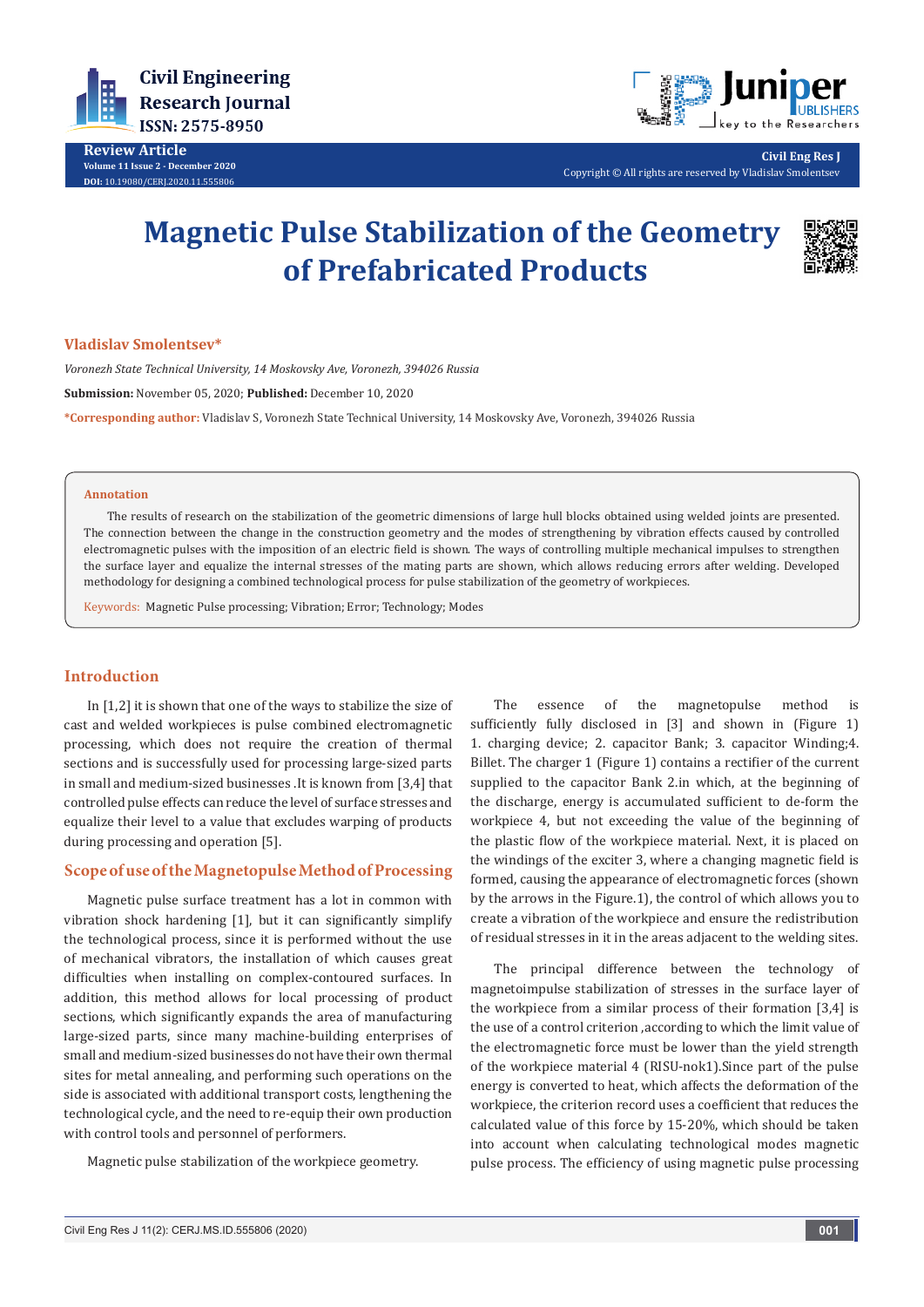Review Article

# Magnetic Pulse Stabilization of the Geometry of Prefabricated Products

**Vladislav Smolentsev***

*Voronezh State Technical University, 14 Moskovsky Ave, Voronezh, 394026 Russia*

**Submission:** November 05, 2020; **Published:** December 10, 2020

***Corresponding author:** Vladislav S, Voronezh State Technical University, 14 Moskovsky Ave, Voronezh, 394026 Russia

**Annotation**

The results of research on the stabilization of the geometric dimensions of large hull blocks obtained using welded joints are presented. The connection between the change in the construction geometry and the modes of strengthening by vibration effects caused by controlled electromagnetic pulses with the imposition of an electric field is shown. The ways of controlling multiple mechanical impulses to strengthen the surface layer and equalize the internal stresses of the mating parts are shown, which allows reducing errors after welding. Developed methodology for designing a combined technological process for pulse stabilization of the geometry of workpieces.

**Keywords:** Magnetic Pulse processing; Vibration; Error; Technology; Modes

## Introduction

In [1,2] it is shown that one of the ways to stabilize the size of cast and welded workpieces is pulse combined electromagnetic processing, which does not require the creation of thermal sections and is successfully used for processing large-sized parts in small and medium-sized businesses .It is known from [3,4] that controlled pulse effects can reduce the level of surface stresses and equalize their level to a value that excludes warping of products during processing and operation [5].

## Scope of use of the Magnetopulse Method of Processing

Magnetic pulse surface treatment has a lot in common with vibration shock hardening [1], but it can significantly simplify the technological process, since it is performed without the use of mechanical vibrators, the installation of which causes great difficulties when installing on complex-contoured surfaces. In addition, this method allows for local processing of product sections, which significantly expands the area of manufacturing large-sized parts, since many machine-building enterprises of small and medium-sized businesses do not have their own thermal sites for metal annealing, and performing such operations on the side is associated with additional transport costs, lengthening the technological cycle, and the need to re-equip their own production with control tools and personnel of performers.

Magnetic pulse stabilization of the workpiece geometry.

The essence of the magnetopulse method is sufficiently fully disclosed in [3] and shown in (Figure 1) 1. charging device; 2. capacitor Bank; 3. capacitor Winding;4. Billet. The charger 1 (Figure 1) contains a rectifier of the current supplied to the capacitor Bank 2.in which, at the beginning of the discharge, energy is accumulated sufficient to de-form the workpiece 4, but not exceeding the value of the beginning of the plastic flow of the workpiece material. Next, it is placed on the windings of the exciter 3, where a changing magnetic field is formed, causing the appearance of electromagnetic forces (shown by the arrows in the Figure.1), the control of which allows you to create a vibration of the workpiece and ensure the redistribution of residual stresses in it in the areas adjacent to the welding sites.

The principal difference between the technology of magnetoimpulse stabilization of stresses in the surface layer of the workpiece from a similar process of their formation [3,4] is the use of a control criterion ,according to which the limit value of the electromagnetic force must be lower than the yield strength of the workpiece material 4 (RISU-nok1).Since part of the pulse energy is converted to heat, which affects the deformation of the workpiece, the criterion record uses a coefficient that reduces the calculated value of this force by 15-20%, which should be taken into account when calculating technological modes magnetic pulse process. The efficiency of using magnetic pulse processing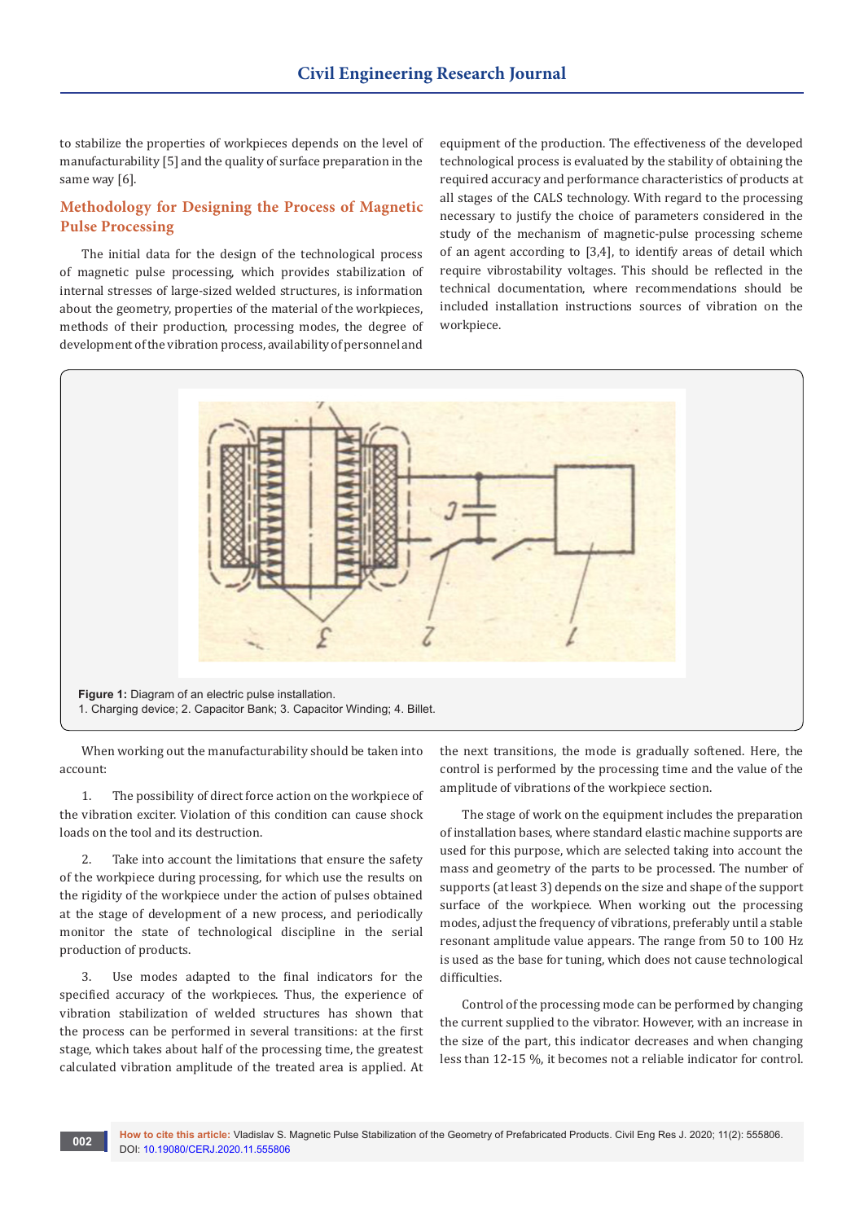to stabilize the properties of workpieces depends on the level of manufacturability [5] and the quality of surface preparation in the same way [6].

## Methodology for Designing the Process of Magnetic Pulse Processing

The initial data for the design of the technological process of magnetic pulse processing, which provides stabilization of internal stresses of large-sized welded structures, is information about the geometry, properties of the material of the workpieces, methods of their production, processing modes, the degree of development of the vibration process, availability of personnel and equipment of the production. The effectiveness of the developed technological process is evaluated by the stability of obtaining the required accuracy and performance characteristics of products at all stages of the CALS technology. With regard to the processing necessary to justify the choice of parameters considered in the study of the mechanism of magnetic-pulse processing scheme of an agent according to [3,4], to identify areas of detail which require vibrostability voltages. This should be reflected in the technical documentation, where recommendations should be included installation instructions sources of vibration on the workpiece.

**Figure 1:** Diagram of an electric pulse installation.
1. Charging device; 2. Capacitor Bank; 3. Capacitor Winding; 4. Billet.

When working out the manufacturability should be taken into account:

1. The possibility of direct force action on the workpiece of the vibration exciter. Violation of this condition can cause shock loads on the tool and its destruction.

2. Take into account the limitations that ensure the safety of the workpiece during processing, for which use the results on the rigidity of the workpiece under the action of pulses obtained at the stage of development of a new process, and periodically monitor the state of technological discipline in the serial production of products.

3. Use modes adapted to the final indicators for the specified accuracy of the workpieces. Thus, the experience of vibration stabilization of welded structures has shown that the process can be performed in several transitions: at the first stage, which takes about half of the processing time, the greatest calculated vibration amplitude of the treated area is applied. At the next transitions, the mode is gradually softened. Here, the control is performed by the processing time and the value of the amplitude of vibrations of the workpiece section.

The stage of work on the equipment includes the preparation of installation bases, where standard elastic machine supports are used for this purpose, which are selected taking into account the mass and geometry of the parts to be processed. The number of supports (at least 3) depends on the size and shape of the support surface of the workpiece. When working out the processing modes, adjust the frequency of vibrations, preferably until a stable resonant amplitude value appears. The range from 50 to 100 Hz is used as the base for tuning, which does not cause technological difficulties.

Control of the processing mode can be performed by changing the current supplied to the vibrator. However, with an increase in the size of the part, this indicator decreases and when changing less than 12-15 %, it becomes not a reliable indicator for control.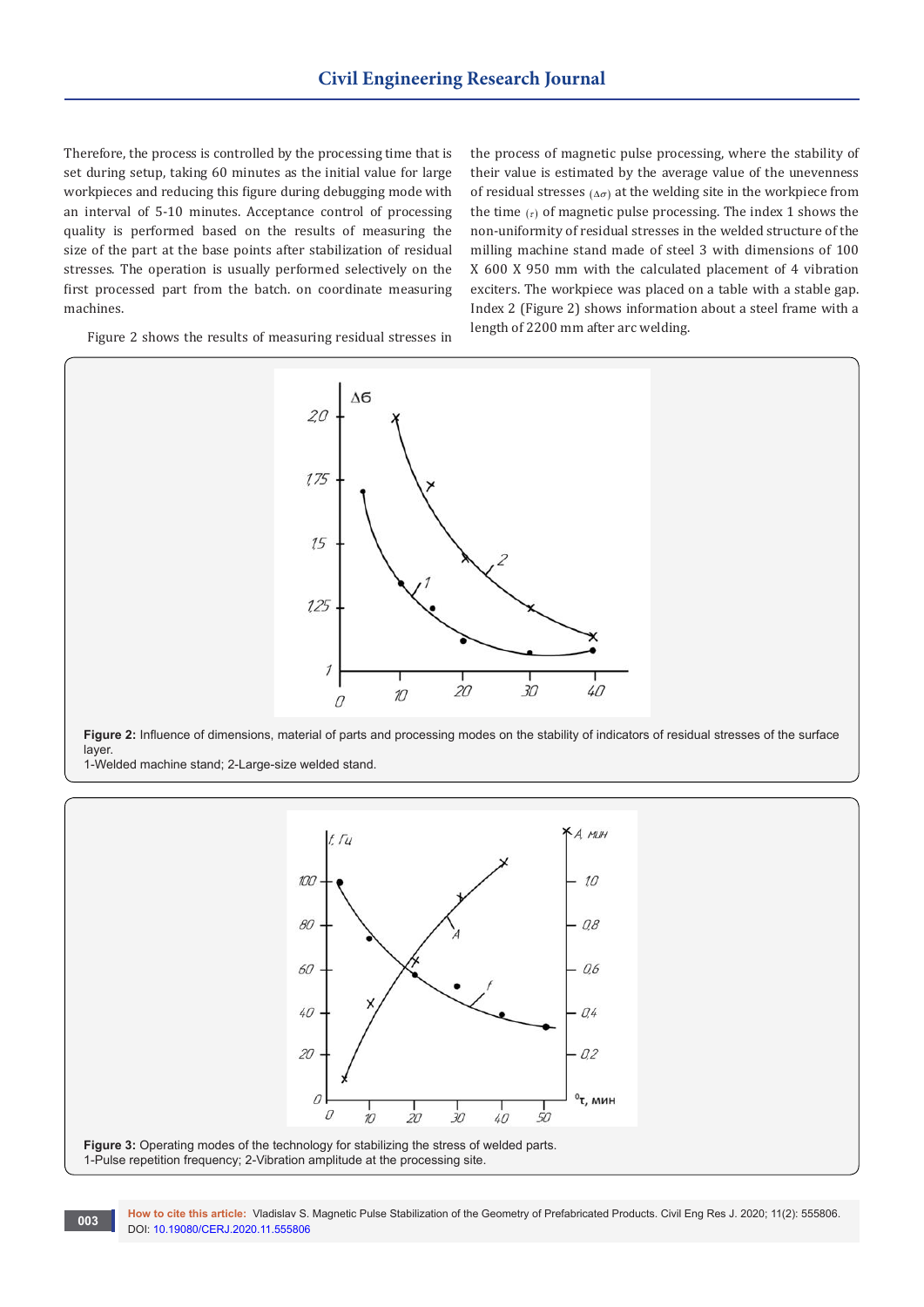Therefore, the process is controlled by the processing time that is set during setup, taking 60 minutes as the initial value for large workpieces and reducing this figure during debugging mode with an interval of 5-10 minutes. Acceptance control of processing quality is performed based on the results of measuring the size of the part at the base points after stabilization of residual stresses. The operation is usually performed selectively on the first processed part from the batch. on coordinate measuring machines.

Figure 2 shows the results of measuring residual stresses in the process of magnetic pulse processing, where the stability of their value is estimated by the average value of the unevenness of residual stresses $(\Delta\sigma)$ at the welding site in the workpiece from the time $(\tau)$ of magnetic pulse processing. The index 1 shows the non-uniformity of residual stresses in the welded structure of the milling machine stand made of steel 3 with dimensions of 100 X 600 X 950 mm with the calculated placement of 4 vibration exciters. The workpiece was placed on a table with a stable gap. Index 2 (Figure 2) shows information about a steel frame with a length of 2200 mm after arc welding.

**Figure 2:** Influence of dimensions, material of parts and processing modes on the stability of indicators of residual stresses of the surface layer.
1-Welded machine stand; 2-Large-size welded stand.

**Figure 3:** Operating modes of the technology for stabilizing the stress of welded parts.
1-Pulse repetition frequency; 2-Vibration amplitude at the processing site.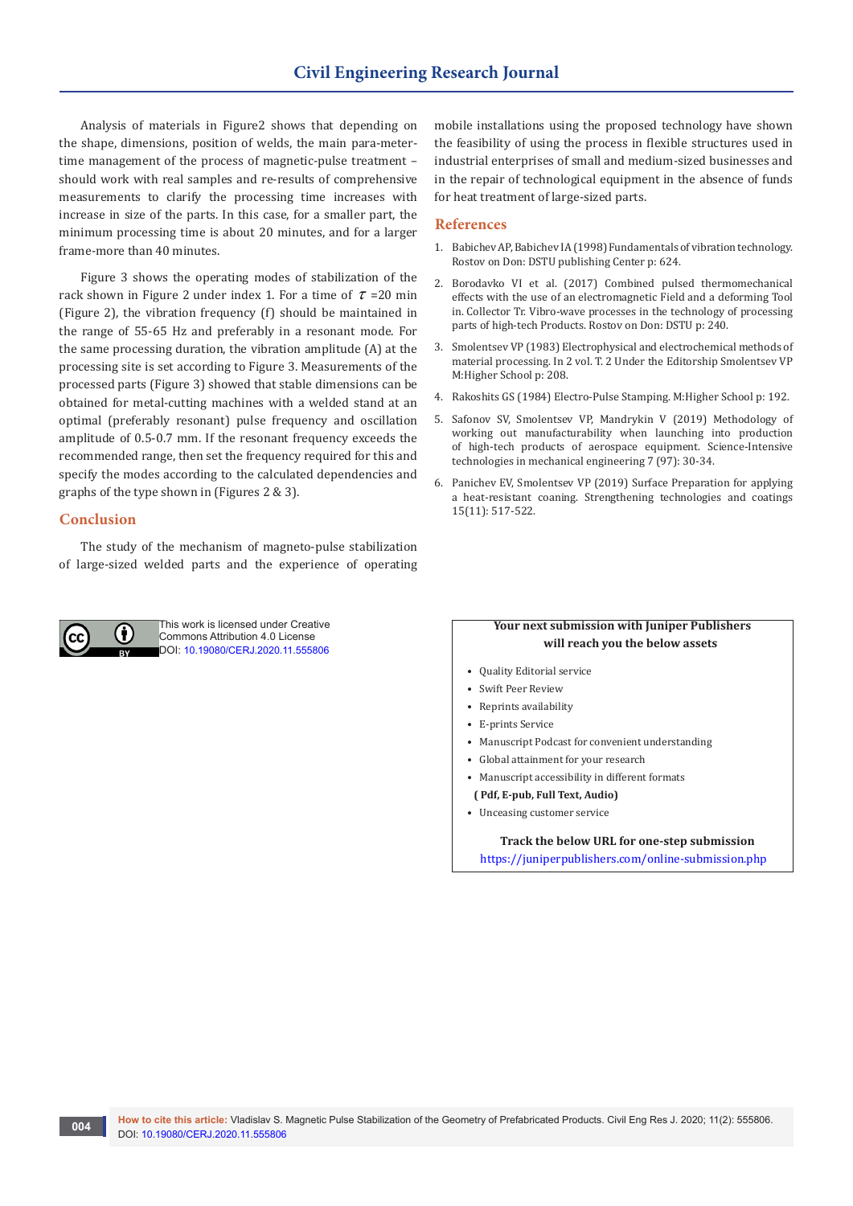Analysis of materials in Figure2 shows that depending on the shape, dimensions, position of welds, the main para-meter-time management of the process of magnetic-pulse treatment – should work with real samples and re-results of comprehensive measurements to clarify the processing time increases with increase in size of the parts. In this case, for a smaller part, the minimum processing time is about 20 minutes, and for a larger frame-more than 40 minutes.

Figure 3 shows the operating modes of stabilization of the rack shown in Figure 2 under index 1. For a time of $\tau$ =20 min (Figure 2), the vibration frequency (f) should be maintained in the range of 55-65 Hz and preferably in a resonant mode. For the same processing duration, the vibration amplitude (A) at the processing site is set according to Figure 3. Measurements of the processed parts (Figure 3) showed that stable dimensions can be obtained for metal-cutting machines with a welded stand at an optimal (preferably resonant) pulse frequency and oscillation amplitude of 0.5-0.7 mm. If the resonant frequency exceeds the recommended range, then set the frequency required for this and specify the modes according to the calculated dependencies and graphs of the type shown in (Figures 2 & 3).

## Conclusion

The study of the mechanism of magneto-pulse stabilization of large-sized welded parts and the experience of operating mobile installations using the proposed technology have shown the feasibility of using the process in flexible structures used in industrial enterprises of small and medium-sized businesses and in the repair of technological equipment in the absence of funds for heat treatment of large-sized parts.

## References

1. Babichev AP, Babichev IA (1998) Fundamentals of vibration technology. Rostov on Don: DSTU publishing Center p: 624.
2. Borodavko VI et al. (2017) Combined pulsed thermomechanical effects with the use of an electromagnetic Field and a deforming Tool in. Collector Tr. Vibro-wave processes in the technology of processing parts of high-tech Products. Rostov on Don: DSTU p: 240.
3. Smolentsev VP (1983) Electrophysical and electrochemical methods of material processing. In 2 vol. T. 2 Under the Editorship Smolentsev VP M:Higher School p: 208.
4. Rakoshits GS (1984) Electro-Pulse Stamping. M:Higher School p: 192.
5. Safonov SV, Smolentsev VP, Mandrykin V (2019) Methodology of working out manufacturability when launching into production of high-tech products of aerospace equipment. Science-Intensive technologies in mechanical engineering 7 (97): 30-34.
6. Panichev EV, Smolentsev VP (2019) Surface Preparation for applying a heat-resistant coaning. Strengthening technologies and coatings 15(11): 517-522.

This work is licensed under Creative Commons Attribution 4.0 License
DOI: 10.19080/CERJ.2020.11.555806

**Your next submission with Juniper Publishers will reach you the below assets**

- Quality Editorial service
- Swift Peer Review
- Reprints availability
- E-prints Service
- Manuscript Podcast for convenient understanding
- Global attainment for your research
- Manuscript accessibility in different formats
  **( Pdf, E-pub, Full Text, Audio)**
- Unceasing customer service

**Track the below URL for one-step submission**
https://juniperpublishers.com/online-submission.php

**How to cite this article:** Vladislav S. Magnetic Pulse Stabilization of the Geometry of Prefabricated Products. Civil Eng Res J. 2020; 11(2): 555806. DOI: 10.19080/CERJ.2020.11.555806